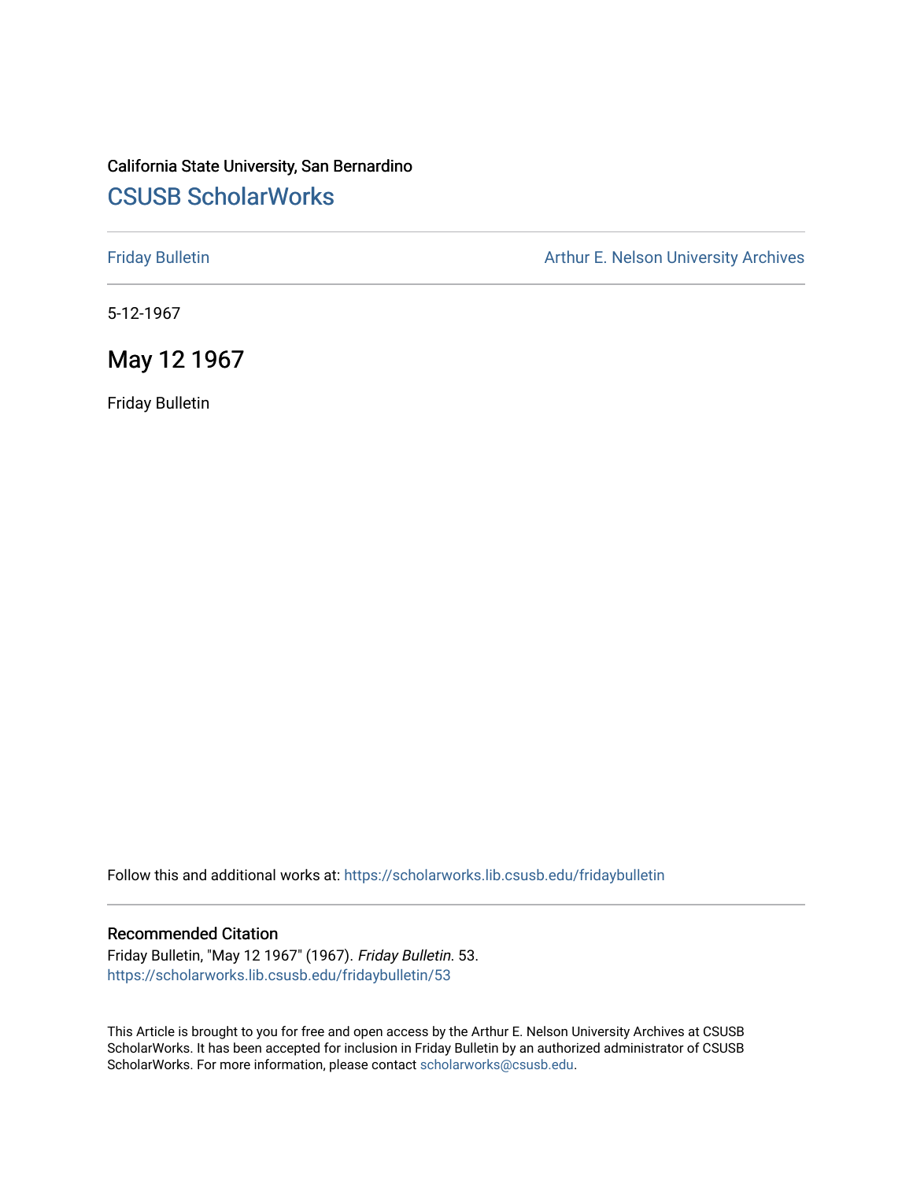California State University, San Bernardino

## CSUSB ScholarWorks

Friday Bulletin | Arthur E. Nelson University Archives

5-12-1967

# May 12 1967

Friday Bulletin

Follow this and additional works at: https://scholarworks.lib.csusb.edu/fridaybulletin

### Recommended Citation

Friday Bulletin, "May 12 1967" (1967). *Friday Bulletin*. 53.
https://scholarworks.lib.csusb.edu/fridaybulletin/53

This Article is brought to you for free and open access by the Arthur E. Nelson University Archives at CSUSB ScholarWorks. It has been accepted for inclusion in Friday Bulletin by an authorized administrator of CSUSB ScholarWorks. For more information, please contact scholarworks@csusb.edu.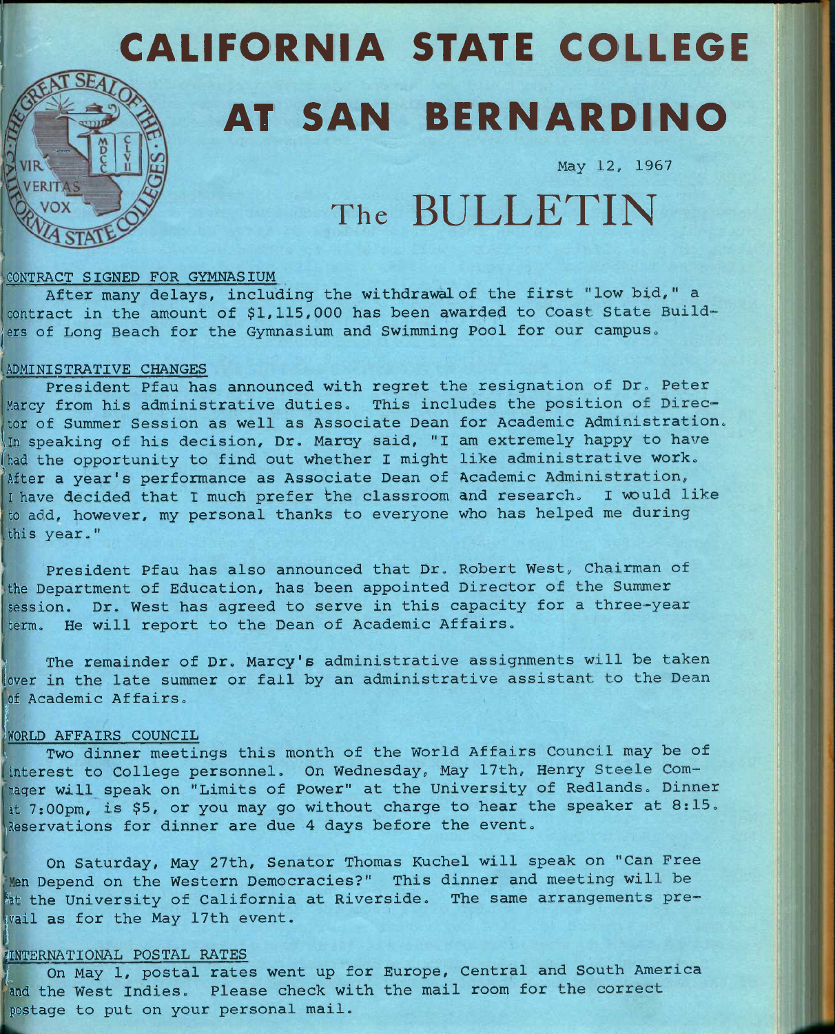# CALIFORNIA STATE COLLEGE
# AT SAN BERNARDINO

May 12, 1967

# The BULLETIN

## CONTRACT SIGNED FOR GYMNASIUM

After many delays, including the withdrawal of the first "low bid," a contract in the amount of $1,115,000 has been awarded to Coast State Builders of Long Beach for the Gymnasium and Swimming Pool for our campus.

## ADMINISTRATIVE CHANGES

President Pfau has announced with regret the resignation of Dr. Peter Marcy from his administrative duties. This includes the position of Director of Summer Session as well as Associate Dean for Academic Administration. In speaking of his decision, Dr. Marcy said, "I am extremely happy to have had the opportunity to find out whether I might like administrative work. After a year's performance as Associate Dean of Academic Administration, I have decided that I much prefer the classroom and research. I would like to add, however, my personal thanks to everyone who has helped me during this year."

President Pfau has also announced that Dr. Robert West, Chairman of the Department of Education, has been appointed Director of the Summer session. Dr. West has agreed to serve in this capacity for a three-year term. He will report to the Dean of Academic Affairs.

The remainder of Dr. Marcy's administrative assignments will be taken over in the late summer or fall by an administrative assistant to the Dean of Academic Affairs.

## WORLD AFFAIRS COUNCIL

Two dinner meetings this month of the World Affairs Council may be of interest to College personnel. On Wednesday, May 17th, Henry Steele Commager will speak on "Limits of Power" at the University of Redlands. Dinner at 7:00pm, is $5, or you may go without charge to hear the speaker at 8:15. Reservations for dinner are due 4 days before the event.

On Saturday, May 27th, Senator Thomas Kuchel will speak on "Can Free Men Depend on the Western Democracies?" This dinner and meeting will be at the University of California at Riverside. The same arrangements prevail as for the May 17th event.

## INTERNATIONAL POSTAL RATES

On May 1, postal rates went up for Europe, Central and South America and the West Indies. Please check with the mail room for the correct postage to put on your personal mail.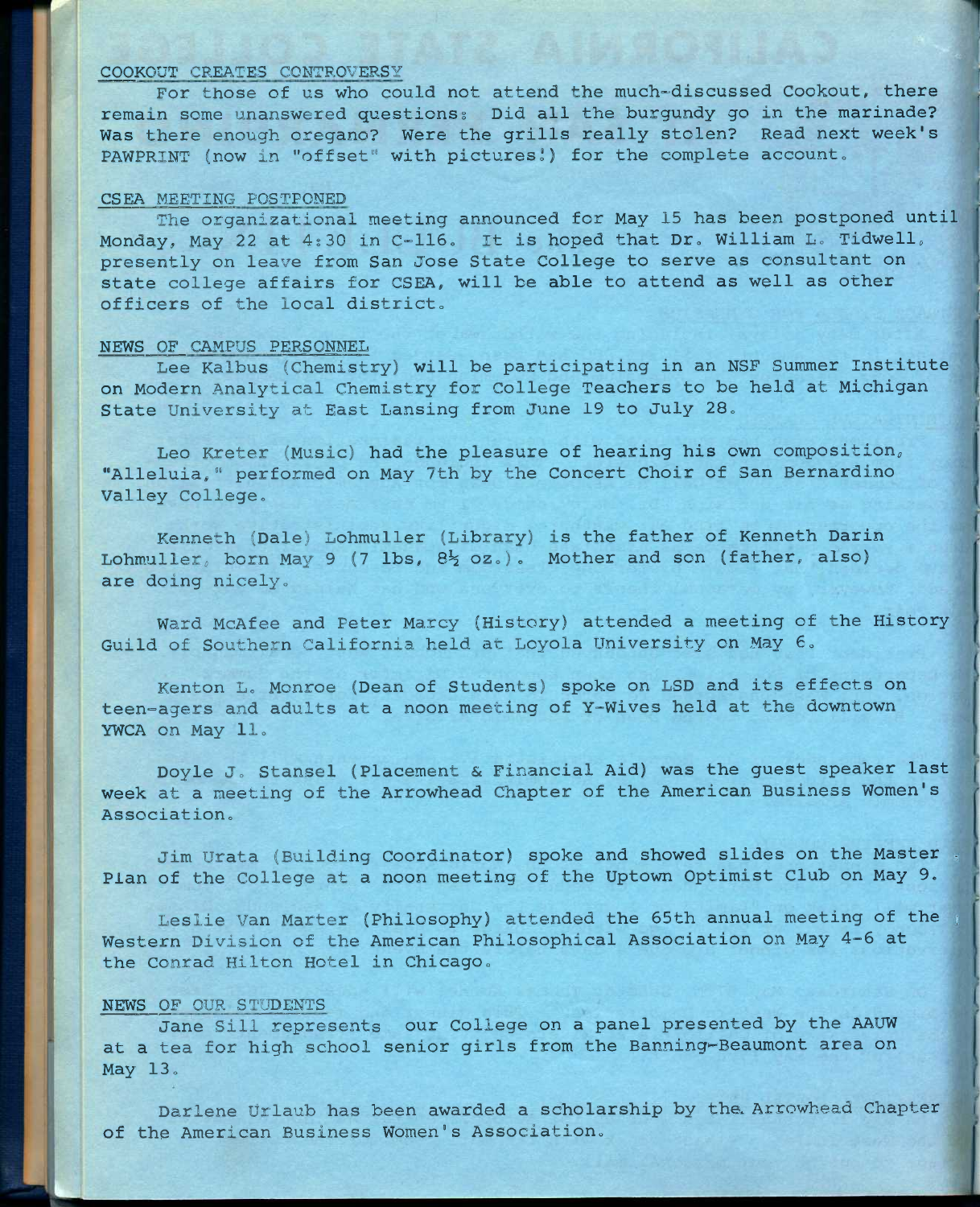## COOKOUT CREATES CONTROVERSY

For those of us who could not attend the much-discussed Cookout, there remain some unanswered questions: Did all the burgundy go in the marinade? Was there enough oregano? Were the grills really stolen? Read next week's PAWPRINT (now in "offset" with pictures!) for the complete account.

## CSEA MEETING POSTPONED

The organizational meeting announced for May 15 has been postponed until Monday, May 22 at 4:30 in C-116. It is hoped that Dr. William L. Tidwell, presently on leave from San Jose State College to serve as consultant on state college affairs for CSEA, will be able to attend as well as other officers of the local district.

## NEWS OF CAMPUS PERSONNEL

Lee Kalbus (Chemistry) will be participating in an NSF Summer Institute on Modern Analytical Chemistry for College Teachers to be held at Michigan State University at East Lansing from June 19 to July 28.

Leo Kreter (Music) had the pleasure of hearing his own composition, "Alleluia," performed on May 7th by the Concert Choir of San Bernardino Valley College.

Kenneth (Dale) Lohmuller (Library) is the father of Kenneth Darin Lohmuller, born May 9 (7 lbs, 8½ oz.). Mother and son (father, also) are doing nicely.

Ward McAfee and Peter Marcy (History) attended a meeting of the History Guild of Southern California held at Loyola University on May 6.

Kenton L. Monroe (Dean of Students) spoke on LSD and its effects on teen-agers and adults at a noon meeting of Y-Wives held at the downtown YWCA on May 11.

Doyle J. Stansel (Placement & Financial Aid) was the guest speaker last week at a meeting of the Arrowhead Chapter of the American Business Women's Association.

Jim Urata (Building Coordinator) spoke and showed slides on the Master Plan of the College at a noon meeting of the Uptown Optimist Club on May 9.

Leslie Van Marter (Philosophy) attended the 65th annual meeting of the Western Division of the American Philosophical Association on May 4-6 at the Conrad Hilton Hotel in Chicago.

## NEWS OF OUR STUDENTS

Jane Sill represents our College on a panel presented by the AAUW at a tea for high school senior girls from the Banning-Beaumont area on May 13.

Darlene Urlaub has been awarded a scholarship by the Arrowhead Chapter of the American Business Women's Association.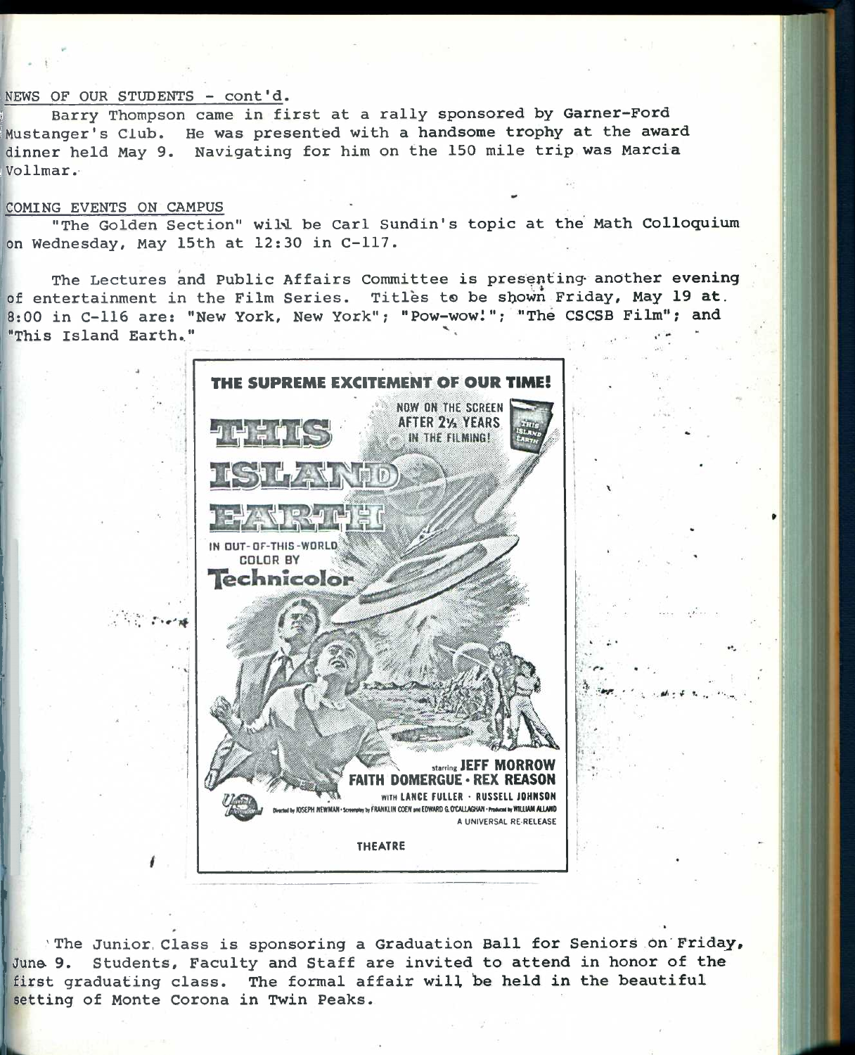NEWS OF OUR STUDENTS - cont'd.

Barry Thompson came in first at a rally sponsored by Garner-Ford Mustanger's Club. He was presented with a handsome trophy at the award dinner held May 9. Navigating for him on the 150 mile trip was Marcia Vollmar.

COMING EVENTS ON CAMPUS

"The Golden Section" will be Carl Sundin's topic at the Math Colloquium on Wednesday, May 15th at 12:30 in C-117.

The Lectures and Public Affairs Committee is presenting another evening of entertainment in the Film Series. Titles to be shown Friday, May 19 at 8:00 in C-116 are: "New York, New York"; "Pow-wow!"; "The CSCSB Film"; and "This Island Earth."

THE SUPREME EXCITEMENT OF OUR TIME!

THIS ISLAND EARTH

NOW ON THE SCREEN AFTER 2½ YEARS IN THE FILMING!

IN OUT-OF-THIS-WORLD COLOR BY Technicolor

starring JEFF MORROW
FAITH DOMERGUE · REX REASON
WITH LANCE FULLER · RUSSELL JOHNSON

Directed by JOSEPH NEWMAN · Screenplay by FRANKLIN COEN and EDWARD G. O'CALLAGHAN · Produced by WILLIAM ALLAND

A UNIVERSAL RE-RELEASE

THEATRE

The Junior Class is sponsoring a Graduation Ball for Seniors on Friday, June 9. Students, Faculty and Staff are invited to attend in honor of the first graduating class. The formal affair will be held in the beautiful setting of Monte Corona in Twin Peaks.